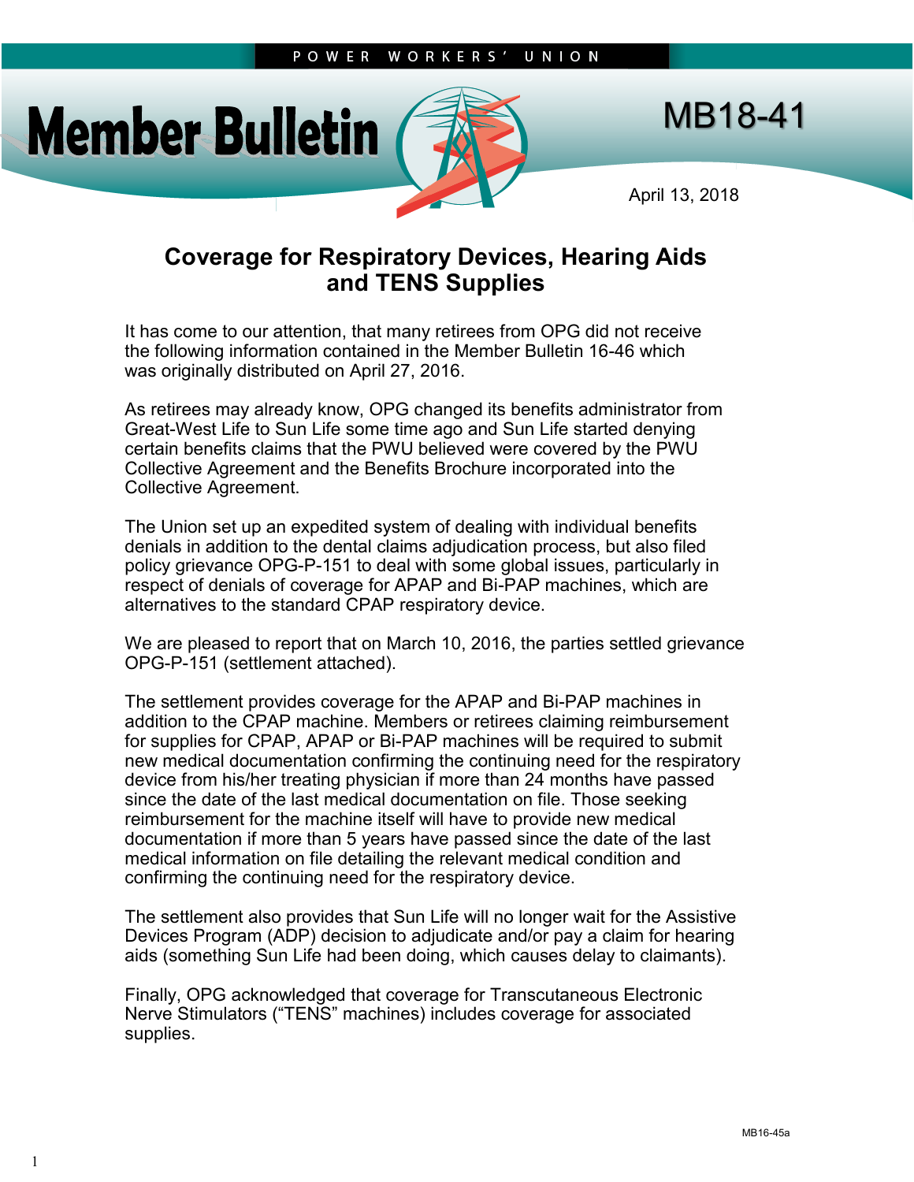POWER WORKERS' UNION

# Member Bulletin

MB18-41

April 13, 2018

## Coverage for Respiratory Devices, Hearing Aids and TENS Supplies

It has come to our attention, that many retirees from OPG did not receive the following information contained in the Member Bulletin 16-46 which was originally distributed on April 27, 2016.

As retirees may already know, OPG changed its benefits administrator from Great-West Life to Sun Life some time ago and Sun Life started denying certain benefits claims that the PWU believed were covered by the PWU Collective Agreement and the Benefits Brochure incorporated into the Collective Agreement.

The Union set up an expedited system of dealing with individual benefits denials in addition to the dental claims adjudication process, but also filed policy grievance OPG-P-151 to deal with some global issues, particularly in respect of denials of coverage for APAP and Bi-PAP machines, which are alternatives to the standard CPAP respiratory device.

We are pleased to report that on March 10, 2016, the parties settled grievance OPG-P-151 (settlement attached).

The settlement provides coverage for the APAP and Bi-PAP machines in addition to the CPAP machine. Members or retirees claiming reimbursement for supplies for CPAP, APAP or Bi-PAP machines will be required to submit new medical documentation confirming the continuing need for the respiratory device from his/her treating physician if more than 24 months have passed since the date of the last medical documentation on file. Those seeking reimbursement for the machine itself will have to provide new medical documentation if more than 5 years have passed since the date of the last medical information on file detailing the relevant medical condition and confirming the continuing need for the respiratory device.

The settlement also provides that Sun Life will no longer wait for the Assistive Devices Program (ADP) decision to adjudicate and/or pay a claim for hearing aids (something Sun Life had been doing, which causes delay to claimants).

Finally, OPG acknowledged that coverage for Transcutaneous Electronic Nerve Stimulators ("TENS" machines) includes coverage for associated supplies.

MB16-45a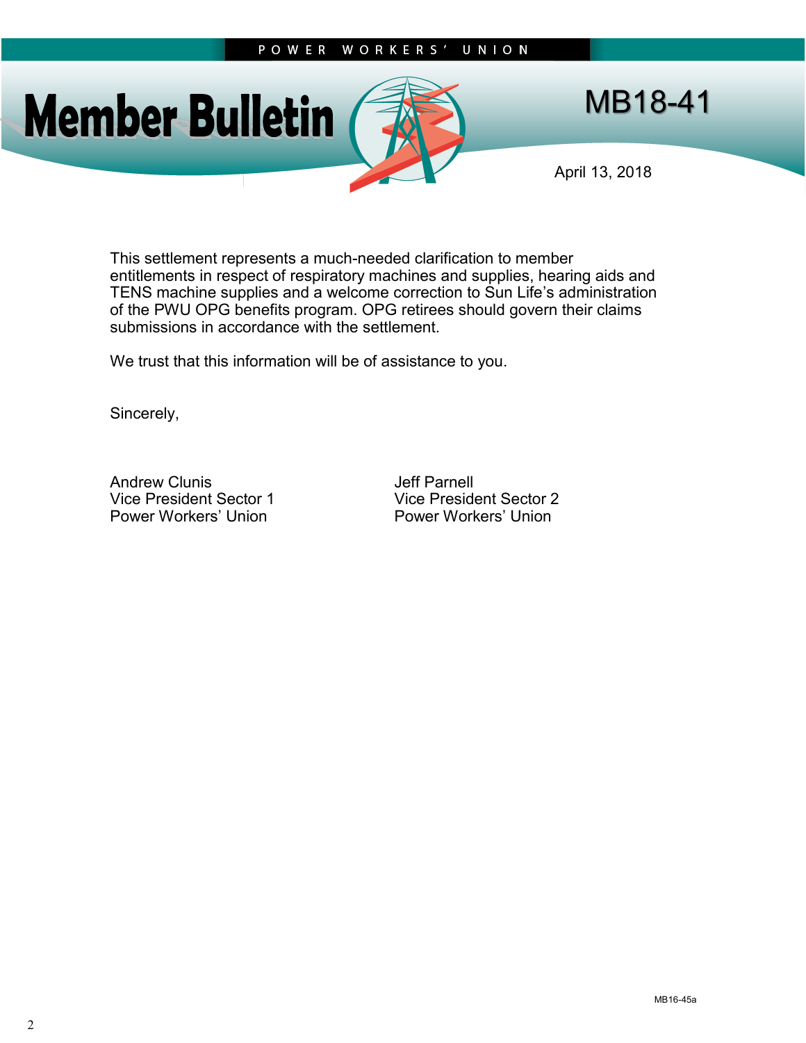POWER WORKERS' UNION

# Member Bulletin

MB18-41

April 13, 2018

This settlement represents a much-needed clarification to member entitlements in respect of respiratory machines and supplies, hearing aids and TENS machine supplies and a welcome correction to Sun Life's administration of the PWU OPG benefits program. OPG retirees should govern their claims submissions in accordance with the settlement.

We trust that this information will be of assistance to you.

Sincerely,

Andrew Clunis
Vice President Sector 1
Power Workers' Union

Jeff Parnell
Vice President Sector 2
Power Workers' Union

MB16-45a